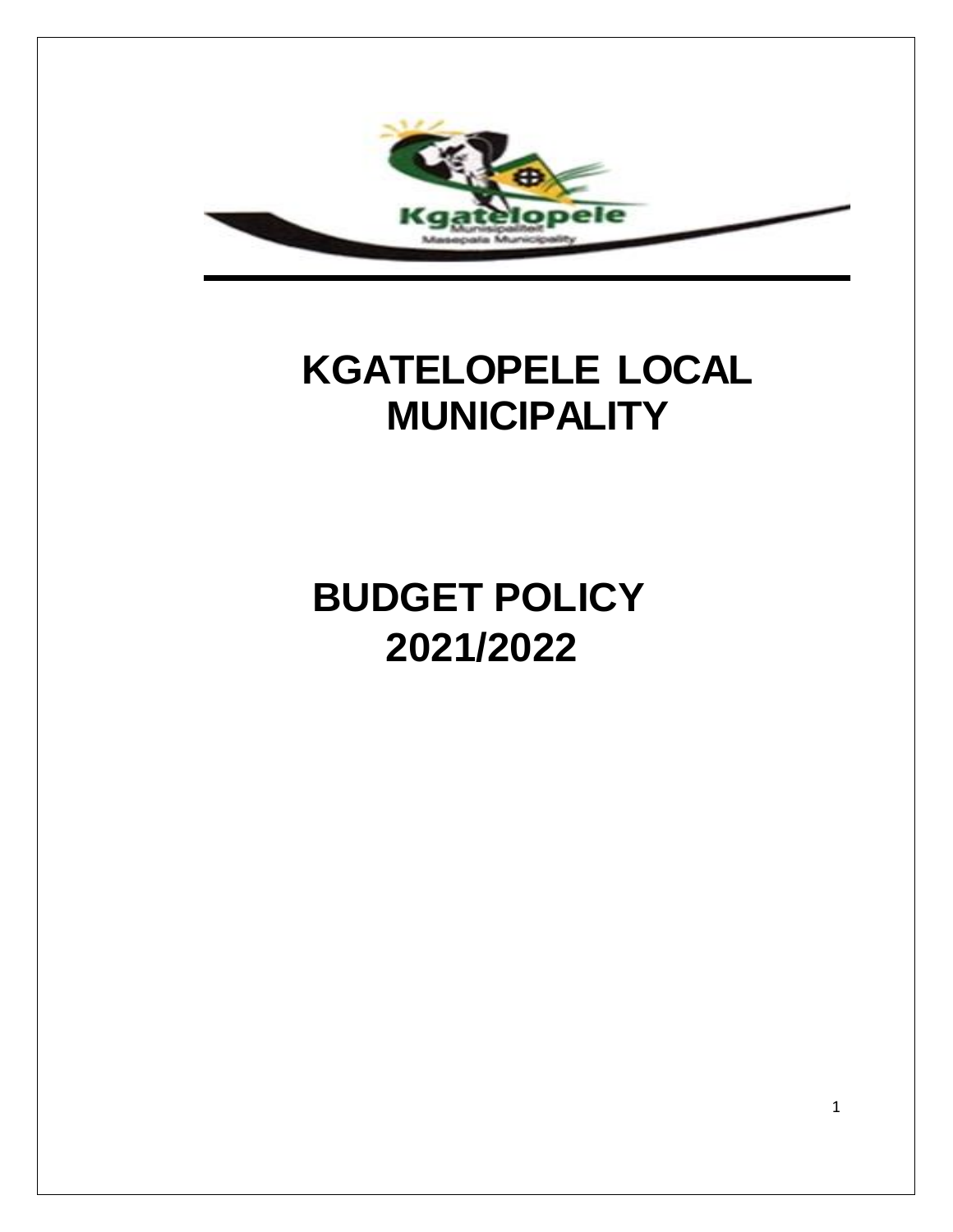# KGATELOPELE LOCAL MUNICIPALITY

# BUDGET POLICY 2021/2022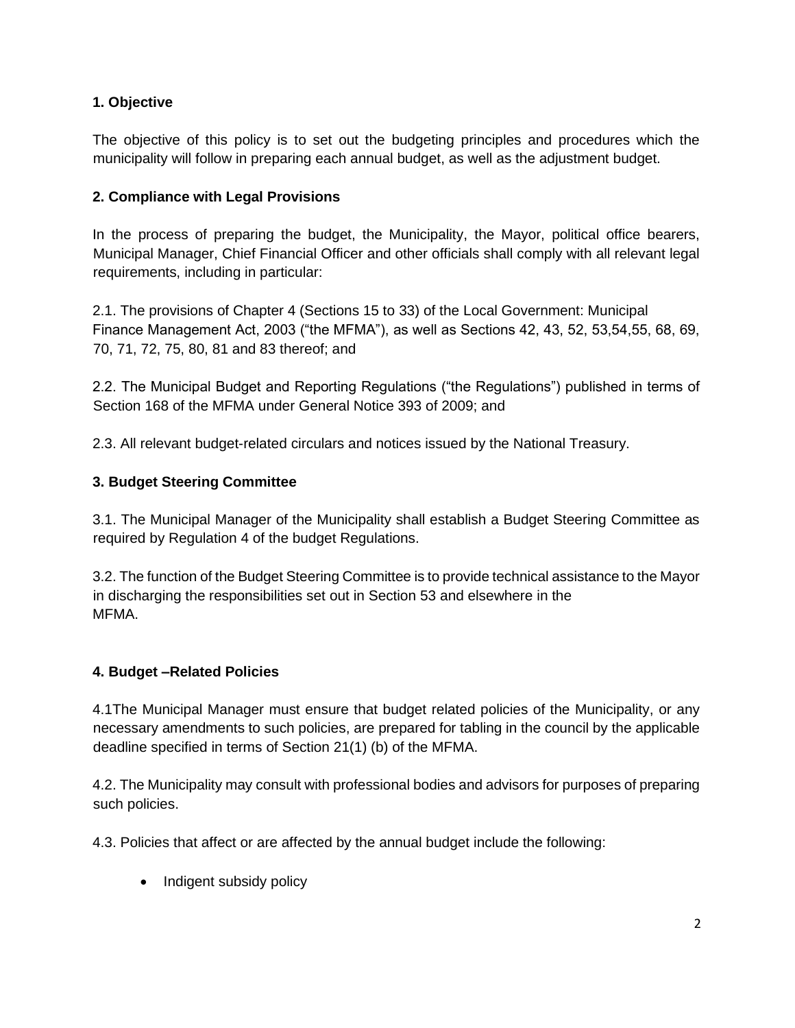## 1. Objective

The objective of this policy is to set out the budgeting principles and procedures which the municipality will follow in preparing each annual budget, as well as the adjustment budget.

## 2. Compliance with Legal Provisions

In the process of preparing the budget, the Municipality, the Mayor, political office bearers, Municipal Manager, Chief Financial Officer and other officials shall comply with all relevant legal requirements, including in particular:

2.1. The provisions of Chapter 4 (Sections 15 to 33) of the Local Government: Municipal Finance Management Act, 2003 ("the MFMA"), as well as Sections 42, 43, 52, 53,54,55, 68, 69, 70, 71, 72, 75, 80, 81 and 83 thereof; and

2.2. The Municipal Budget and Reporting Regulations ("the Regulations") published in terms of Section 168 of the MFMA under General Notice 393 of 2009; and

2.3. All relevant budget-related circulars and notices issued by the National Treasury.

## 3. Budget Steering Committee

3.1. The Municipal Manager of the Municipality shall establish a Budget Steering Committee as required by Regulation 4 of the budget Regulations.

3.2. The function of the Budget Steering Committee is to provide technical assistance to the Mayor in discharging the responsibilities set out in Section 53 and elsewhere in the MFMA.

## 4. Budget –Related Policies

4.1The Municipal Manager must ensure that budget related policies of the Municipality, or any necessary amendments to such policies, are prepared for tabling in the council by the applicable deadline specified in terms of Section 21(1) (b) of the MFMA.

4.2. The Municipality may consult with professional bodies and advisors for purposes of preparing such policies.

4.3. Policies that affect or are affected by the annual budget include the following:

- Indigent subsidy policy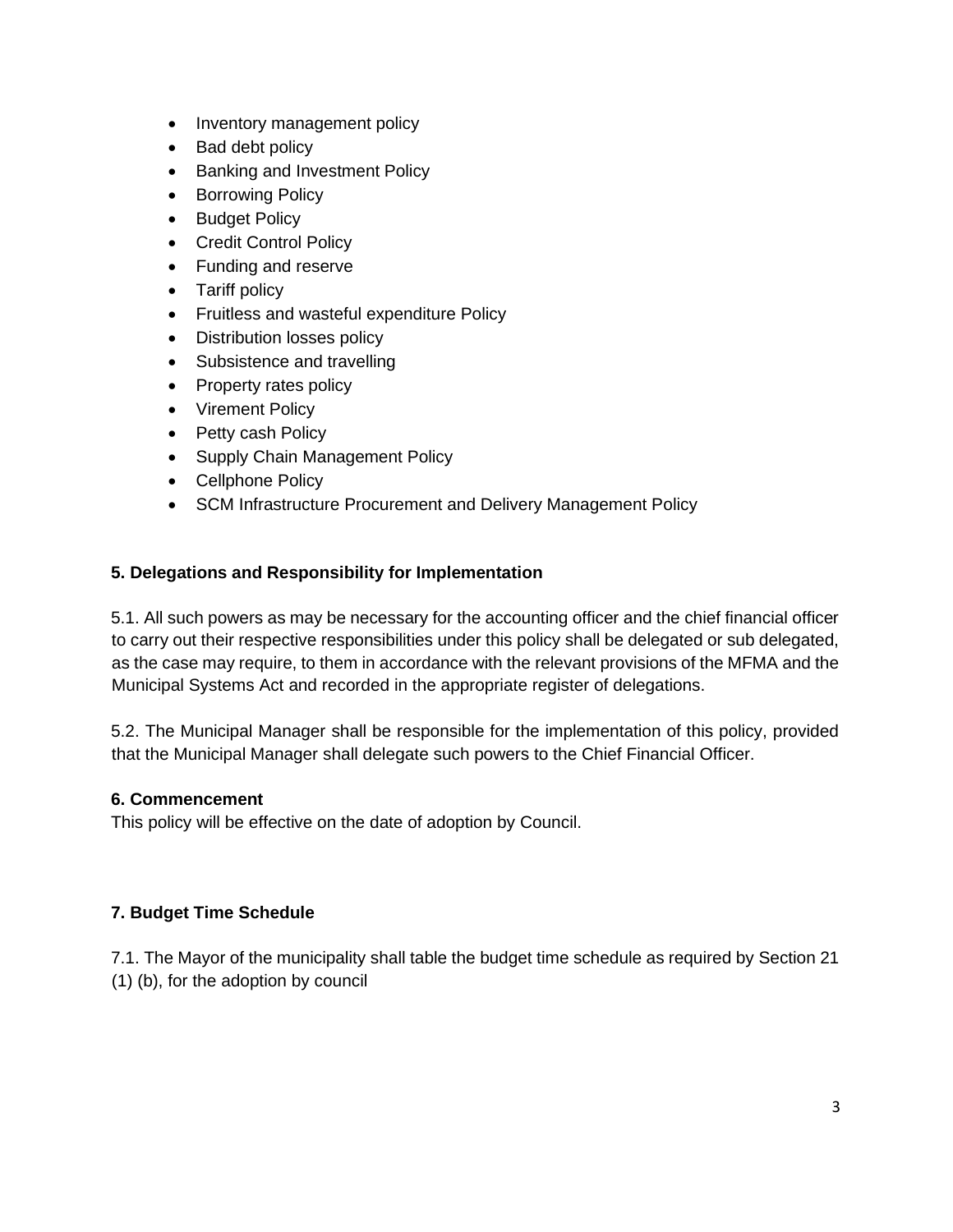- Inventory management policy
- Bad debt policy
- Banking and Investment Policy
- Borrowing Policy
- Budget Policy
- Credit Control Policy
- Funding and reserve
- Tariff policy
- Fruitless and wasteful expenditure Policy
- Distribution losses policy
- Subsistence and travelling
- Property rates policy
- Virement Policy
- Petty cash Policy
- Supply Chain Management Policy
- Cellphone Policy
- SCM Infrastructure Procurement and Delivery Management Policy

**5. Delegations and Responsibility for Implementation**

5.1. All such powers as may be necessary for the accounting officer and the chief financial officer to carry out their respective responsibilities under this policy shall be delegated or sub delegated, as the case may require, to them in accordance with the relevant provisions of the MFMA and the Municipal Systems Act and recorded in the appropriate register of delegations.

5.2. The Municipal Manager shall be responsible for the implementation of this policy, provided that the Municipal Manager shall delegate such powers to the Chief Financial Officer.

**6. Commencement**

This policy will be effective on the date of adoption by Council.

**7. Budget Time Schedule**

7.1. The Mayor of the municipality shall table the budget time schedule as required by Section 21 (1) (b), for the adoption by council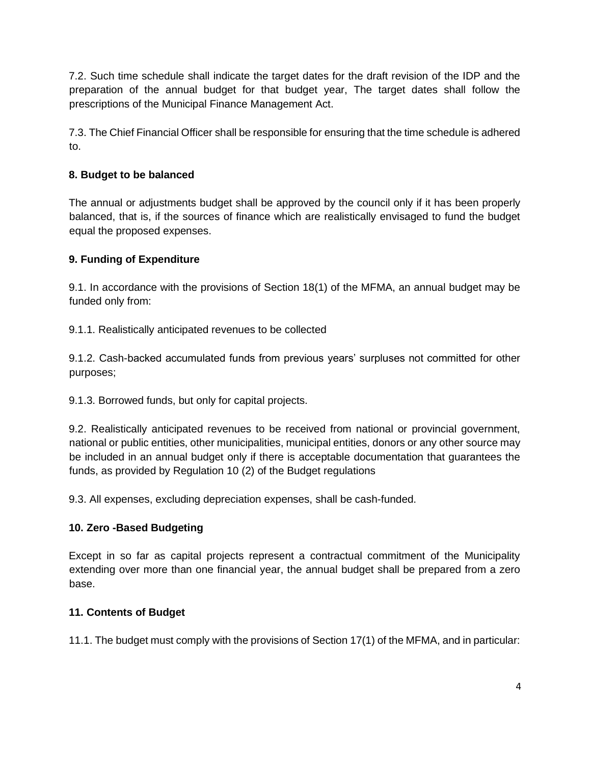7.2. Such time schedule shall indicate the target dates for the draft revision of the IDP and the preparation of the annual budget for that budget year, The target dates shall follow the prescriptions of the Municipal Finance Management Act.

7.3. The Chief Financial Officer shall be responsible for ensuring that the time schedule is adhered to.

**8. Budget to be balanced**

The annual or adjustments budget shall be approved by the council only if it has been properly balanced, that is, if the sources of finance which are realistically envisaged to fund the budget equal the proposed expenses.

**9. Funding of Expenditure**

9.1. In accordance with the provisions of Section 18(1) of the MFMA, an annual budget may be funded only from:

9.1.1. Realistically anticipated revenues to be collected

9.1.2. Cash-backed accumulated funds from previous years' surpluses not committed for other purposes;

9.1.3. Borrowed funds, but only for capital projects.

9.2. Realistically anticipated revenues to be received from national or provincial government, national or public entities, other municipalities, municipal entities, donors or any other source may be included in an annual budget only if there is acceptable documentation that guarantees the funds, as provided by Regulation 10 (2) of the Budget regulations

9.3. All expenses, excluding depreciation expenses, shall be cash-funded.

**10. Zero -Based Budgeting**

Except in so far as capital projects represent a contractual commitment of the Municipality extending over more than one financial year, the annual budget shall be prepared from a zero base.

**11. Contents of Budget**

11.1. The budget must comply with the provisions of Section 17(1) of the MFMA, and in particular: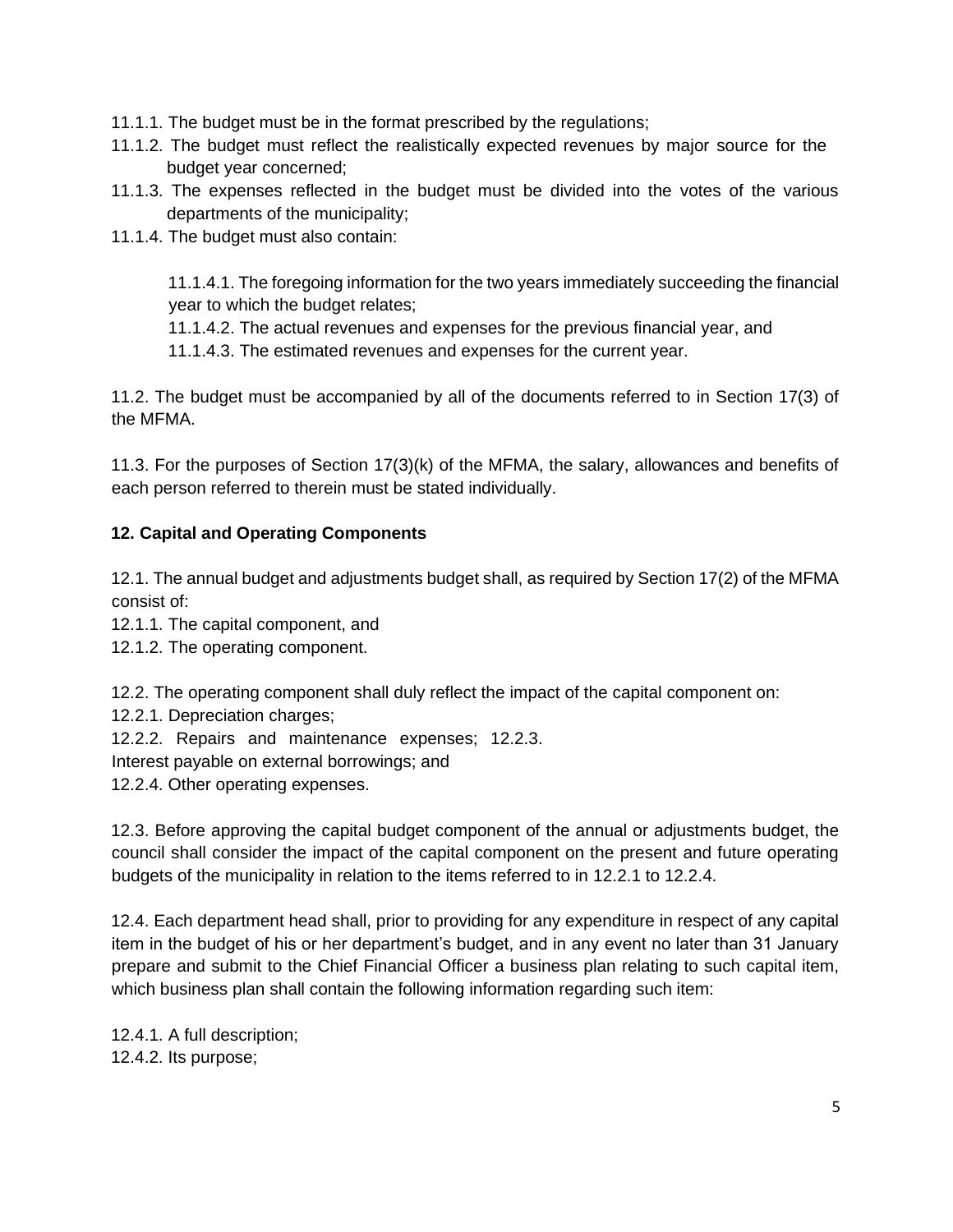11.1.1. The budget must be in the format prescribed by the regulations;

11.1.2. The budget must reflect the realistically expected revenues by major source for the budget year concerned;

11.1.3. The expenses reflected in the budget must be divided into the votes of the various departments of the municipality;

11.1.4. The budget must also contain:

> 11.1.4.1. The foregoing information for the two years immediately succeeding the financial year to which the budget relates;
>
> 11.1.4.2. The actual revenues and expenses for the previous financial year, and
>
> 11.1.4.3. The estimated revenues and expenses for the current year.

11.2. The budget must be accompanied by all of the documents referred to in Section 17(3) of the MFMA.

11.3. For the purposes of Section 17(3)(k) of the MFMA, the salary, allowances and benefits of each person referred to therein must be stated individually.

**12. Capital and Operating Components**

12.1. The annual budget and adjustments budget shall, as required by Section 17(2) of the MFMA consist of:

12.1.1. The capital component, and

12.1.2. The operating component.

12.2. The operating component shall duly reflect the impact of the capital component on:

12.2.1. Depreciation charges;

12.2.2. Repairs and maintenance expenses;

12.2.3. Interest payable on external borrowings; and

12.2.4. Other operating expenses.

12.3. Before approving the capital budget component of the annual or adjustments budget, the council shall consider the impact of the capital component on the present and future operating budgets of the municipality in relation to the items referred to in 12.2.1 to 12.2.4.

12.4. Each department head shall, prior to providing for any expenditure in respect of any capital item in the budget of his or her department's budget, and in any event no later than 31 January prepare and submit to the Chief Financial Officer a business plan relating to such capital item, which business plan shall contain the following information regarding such item:

12.4.1. A full description;

12.4.2. Its purpose;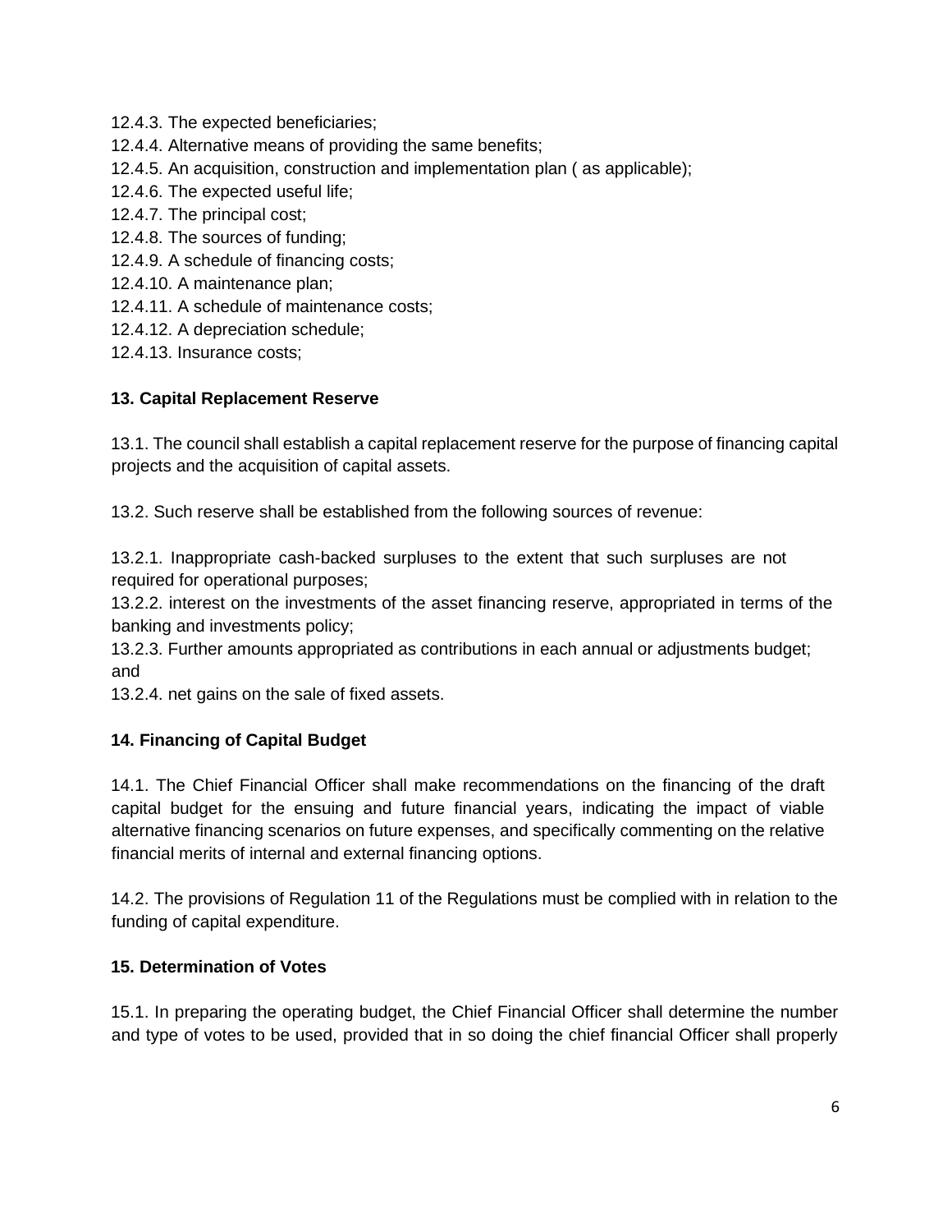12.4.3. The expected beneficiaries;
12.4.4. Alternative means of providing the same benefits;
12.4.5. An acquisition, construction and implementation plan ( as applicable);
12.4.6. The expected useful life;
12.4.7. The principal cost;
12.4.8. The sources of funding;
12.4.9. A schedule of financing costs;
12.4.10. A maintenance plan;
12.4.11. A schedule of maintenance costs;
12.4.12. A depreciation schedule;
12.4.13. Insurance costs;

**13. Capital Replacement Reserve**

13.1. The council shall establish a capital replacement reserve for the purpose of financing capital projects and the acquisition of capital assets.

13.2. Such reserve shall be established from the following sources of revenue:

13.2.1. Inappropriate cash-backed surpluses to the extent that such surpluses are not required for operational purposes;
13.2.2. interest on the investments of the asset financing reserve, appropriated in terms of the banking and investments policy;
13.2.3. Further amounts appropriated as contributions in each annual or adjustments budget; and
13.2.4. net gains on the sale of fixed assets.

**14. Financing of Capital Budget**

14.1. The Chief Financial Officer shall make recommendations on the financing of the draft capital budget for the ensuing and future financial years, indicating the impact of viable alternative financing scenarios on future expenses, and specifically commenting on the relative financial merits of internal and external financing options.

14.2. The provisions of Regulation 11 of the Regulations must be complied with in relation to the funding of capital expenditure.

**15. Determination of Votes**

15.1. In preparing the operating budget, the Chief Financial Officer shall determine the number and type of votes to be used, provided that in so doing the chief financial Officer shall properly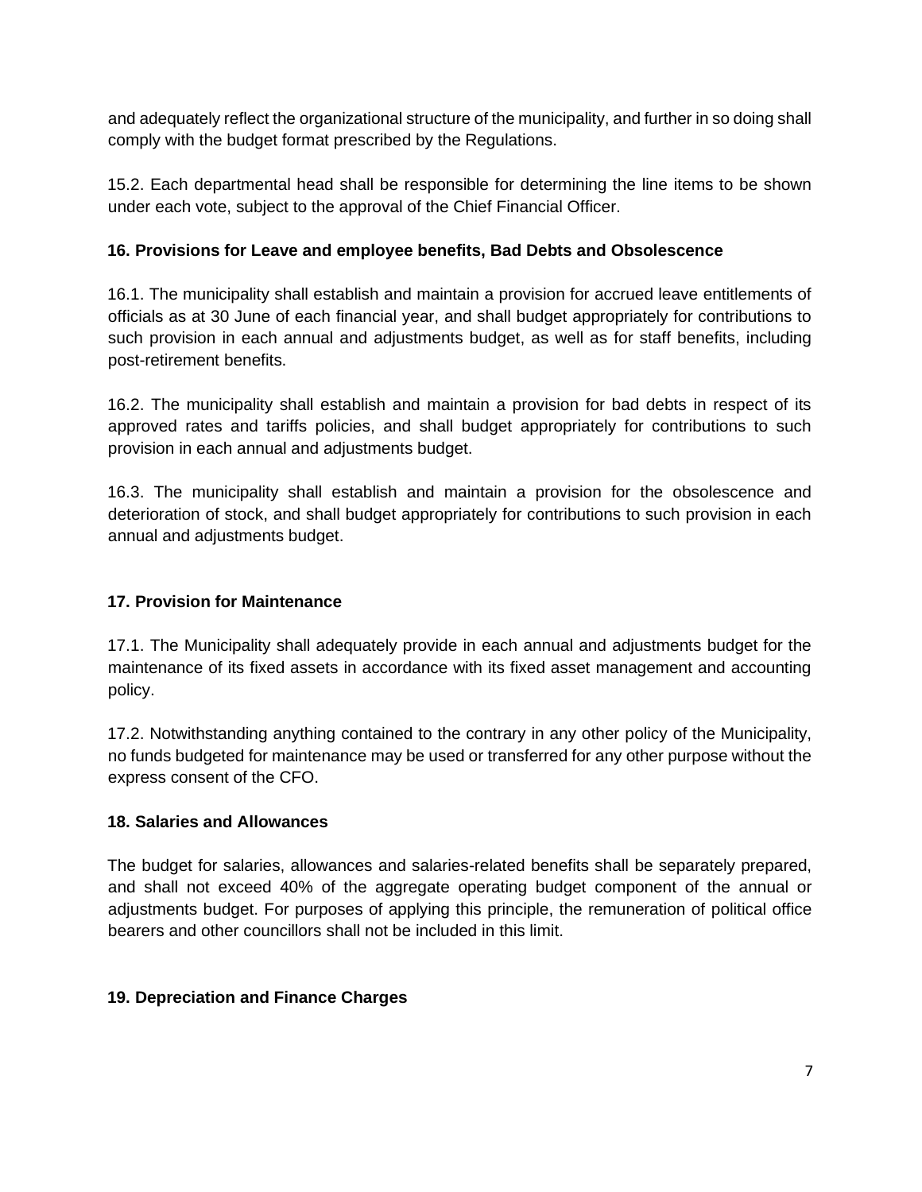and adequately reflect the organizational structure of the municipality, and further in so doing shall comply with the budget format prescribed by the Regulations.

15.2. Each departmental head shall be responsible for determining the line items to be shown under each vote, subject to the approval of the Chief Financial Officer.

### 16. Provisions for Leave and employee benefits, Bad Debts and Obsolescence

16.1. The municipality shall establish and maintain a provision for accrued leave entitlements of officials as at 30 June of each financial year, and shall budget appropriately for contributions to such provision in each annual and adjustments budget, as well as for staff benefits, including post-retirement benefits.

16.2. The municipality shall establish and maintain a provision for bad debts in respect of its approved rates and tariffs policies, and shall budget appropriately for contributions to such provision in each annual and adjustments budget.

16.3. The municipality shall establish and maintain a provision for the obsolescence and deterioration of stock, and shall budget appropriately for contributions to such provision in each annual and adjustments budget.

### 17. Provision for Maintenance

17.1. The Municipality shall adequately provide in each annual and adjustments budget for the maintenance of its fixed assets in accordance with its fixed asset management and accounting policy.

17.2. Notwithstanding anything contained to the contrary in any other policy of the Municipality, no funds budgeted for maintenance may be used or transferred for any other purpose without the express consent of the CFO.

### 18. Salaries and Allowances

The budget for salaries, allowances and salaries-related benefits shall be separately prepared, and shall not exceed 40% of the aggregate operating budget component of the annual or adjustments budget. For purposes of applying this principle, the remuneration of political office bearers and other councillors shall not be included in this limit.

### 19. Depreciation and Finance Charges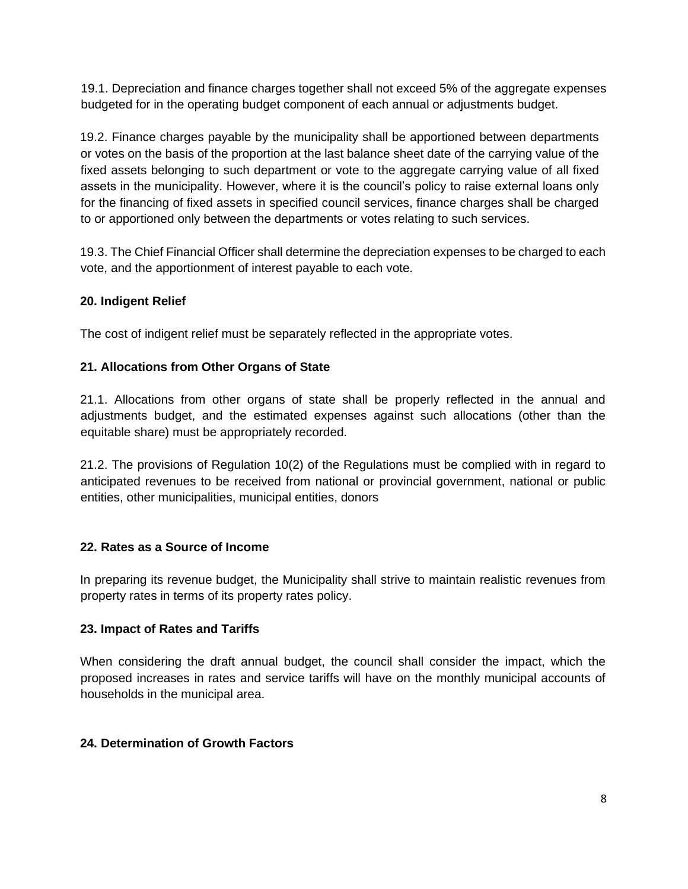19.1. Depreciation and finance charges together shall not exceed 5% of the aggregate expenses budgeted for in the operating budget component of each annual or adjustments budget.

19.2. Finance charges payable by the municipality shall be apportioned between departments or votes on the basis of the proportion at the last balance sheet date of the carrying value of the fixed assets belonging to such department or vote to the aggregate carrying value of all fixed assets in the municipality. However, where it is the council's policy to raise external loans only for the financing of fixed assets in specified council services, finance charges shall be charged to or apportioned only between the departments or votes relating to such services.

19.3. The Chief Financial Officer shall determine the depreciation expenses to be charged to each vote, and the apportionment of interest payable to each vote.

**20. Indigent Relief**

The cost of indigent relief must be separately reflected in the appropriate votes.

**21. Allocations from Other Organs of State**

21.1. Allocations from other organs of state shall be properly reflected in the annual and adjustments budget, and the estimated expenses against such allocations (other than the equitable share) must be appropriately recorded.

21.2. The provisions of Regulation 10(2) of the Regulations must be complied with in regard to anticipated revenues to be received from national or provincial government, national or public entities, other municipalities, municipal entities, donors

**22. Rates as a Source of Income**

In preparing its revenue budget, the Municipality shall strive to maintain realistic revenues from property rates in terms of its property rates policy.

**23. Impact of Rates and Tariffs**

When considering the draft annual budget, the council shall consider the impact, which the proposed increases in rates and service tariffs will have on the monthly municipal accounts of households in the municipal area.

**24. Determination of Growth Factors**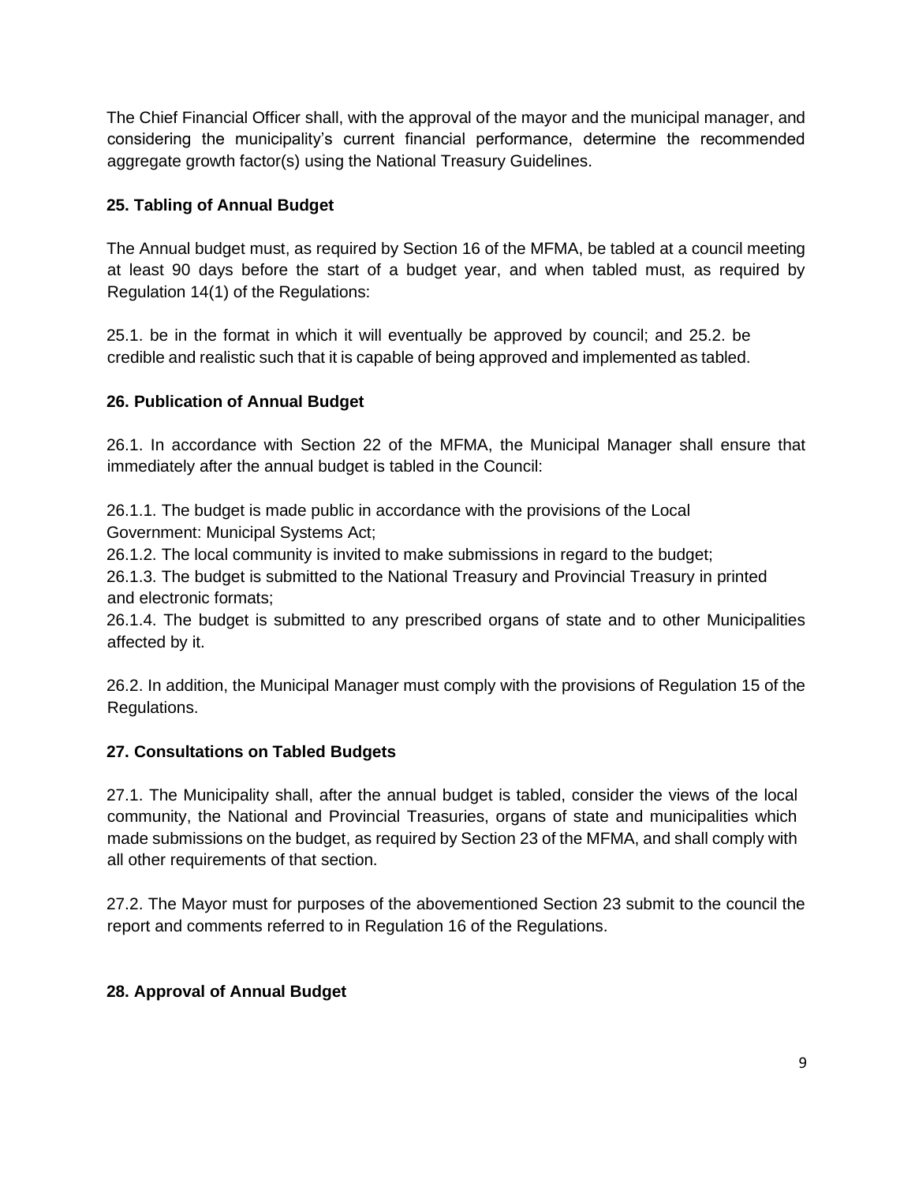The Chief Financial Officer shall, with the approval of the mayor and the municipal manager, and considering the municipality's current financial performance, determine the recommended aggregate growth factor(s) using the National Treasury Guidelines.

### 25. Tabling of Annual Budget

The Annual budget must, as required by Section 16 of the MFMA, be tabled at a council meeting at least 90 days before the start of a budget year, and when tabled must, as required by Regulation 14(1) of the Regulations:

25.1. be in the format in which it will eventually be approved by council; and 25.2. be credible and realistic such that it is capable of being approved and implemented as tabled.

### 26. Publication of Annual Budget

26.1. In accordance with Section 22 of the MFMA, the Municipal Manager shall ensure that immediately after the annual budget is tabled in the Council:

26.1.1. The budget is made public in accordance with the provisions of the Local Government: Municipal Systems Act;
26.1.2. The local community is invited to make submissions in regard to the budget;
26.1.3. The budget is submitted to the National Treasury and Provincial Treasury in printed and electronic formats;
26.1.4. The budget is submitted to any prescribed organs of state and to other Municipalities affected by it.

26.2. In addition, the Municipal Manager must comply with the provisions of Regulation 15 of the Regulations.

### 27. Consultations on Tabled Budgets

27.1. The Municipality shall, after the annual budget is tabled, consider the views of the local community, the National and Provincial Treasuries, organs of state and municipalities which made submissions on the budget, as required by Section 23 of the MFMA, and shall comply with all other requirements of that section.

27.2. The Mayor must for purposes of the abovementioned Section 23 submit to the council the report and comments referred to in Regulation 16 of the Regulations.

### 28. Approval of Annual Budget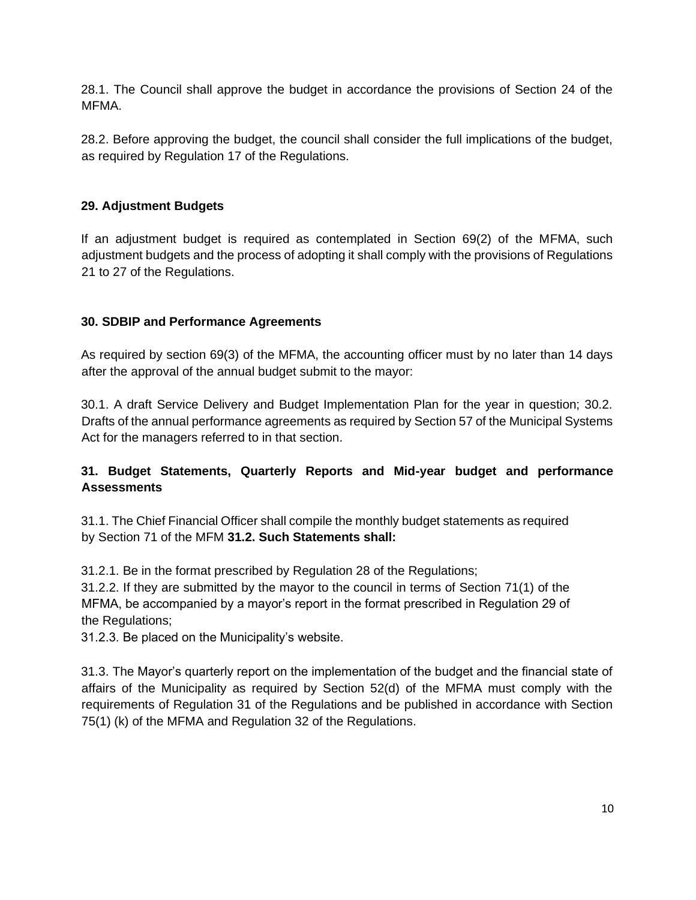28.1. The Council shall approve the budget in accordance the provisions of Section 24 of the MFMA.

28.2. Before approving the budget, the council shall consider the full implications of the budget, as required by Regulation 17 of the Regulations.

**29. Adjustment Budgets**

If an adjustment budget is required as contemplated in Section 69(2) of the MFMA, such adjustment budgets and the process of adopting it shall comply with the provisions of Regulations 21 to 27 of the Regulations.

**30. SDBIP and Performance Agreements**

As required by section 69(3) of the MFMA, the accounting officer must by no later than 14 days after the approval of the annual budget submit to the mayor:

30.1. A draft Service Delivery and Budget Implementation Plan for the year in question; 30.2. Drafts of the annual performance agreements as required by Section 57 of the Municipal Systems Act for the managers referred to in that section.

**31. Budget Statements, Quarterly Reports and Mid-year budget and performance Assessments**

31.1. The Chief Financial Officer shall compile the monthly budget statements as required by Section 71 of the MFM **31.2. Such Statements shall:**

31.2.1. Be in the format prescribed by Regulation 28 of the Regulations;
31.2.2. If they are submitted by the mayor to the council in terms of Section 71(1) of the MFMA, be accompanied by a mayor's report in the format prescribed in Regulation 29 of the Regulations;
31.2.3. Be placed on the Municipality's website.

31.3. The Mayor's quarterly report on the implementation of the budget and the financial state of affairs of the Municipality as required by Section 52(d) of the MFMA must comply with the requirements of Regulation 31 of the Regulations and be published in accordance with Section 75(1) (k) of the MFMA and Regulation 32 of the Regulations.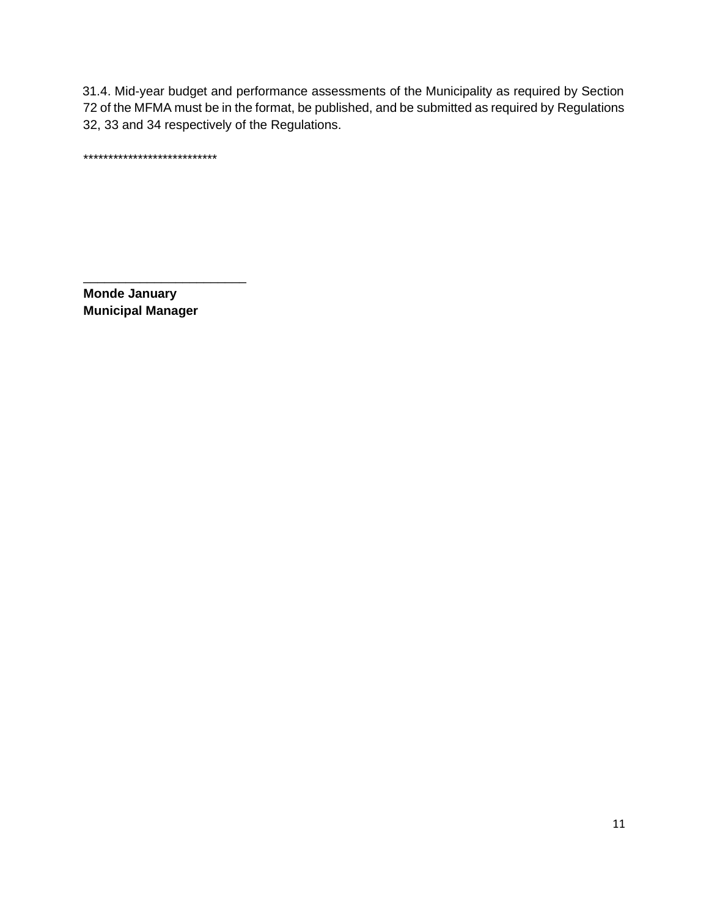31.4. Mid-year budget and performance assessments of the Municipality as required by Section 72 of the MFMA must be in the format, be published, and be submitted as required by Regulations 32, 33 and 34 respectively of the Regulations.

***************************

_______________________

**Monde January**
**Municipal Manager**